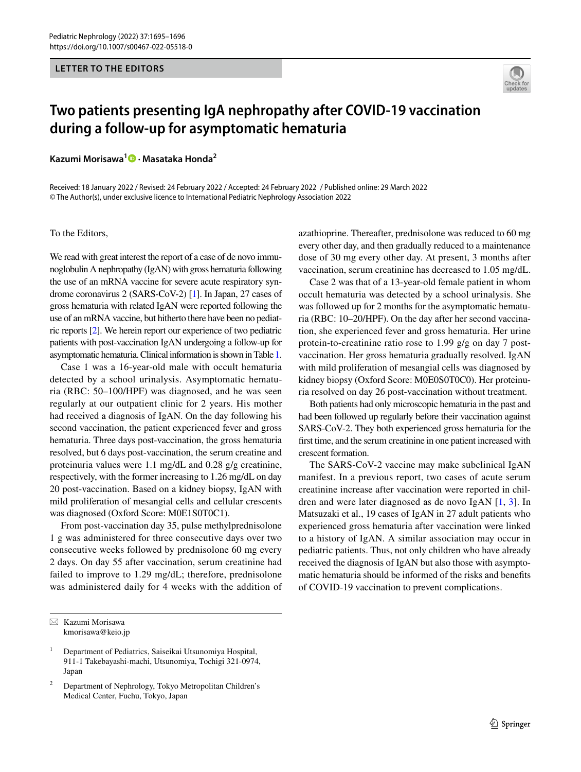LETTER TO THE EDITORS

# Two patients presenting IgA nephropathy after COVID-19 vaccination during a follow-up for asymptomatic hematuria

**Kazumi Morisawa[1] · Masataka Honda[2]**

Received: 18 January 2022 / Revised: 24 February 2022 / Accepted: 24 February 2022 / Published online: 29 March 2022
© The Author(s), under exclusive licence to International Pediatric Nephrology Association 2022

To the Editors,

We read with great interest the report of a case of de novo immunoglobulin A nephropathy (IgAN) with gross hematuria following the use of an mRNA vaccine for severe acute respiratory syndrome coronavirus 2 (SARS-CoV-2) [1]. In Japan, 27 cases of gross hematuria with related IgAN were reported following the use of an mRNA vaccine, but hitherto there have been no pediatric reports [2]. We herein report our experience of two pediatric patients with post-vaccination IgAN undergoing a follow-up for asymptomatic hematuria. Clinical information is shown in Table 1.

Case 1 was a 16-year-old male with occult hematuria detected by a school urinalysis. Asymptomatic hematuria (RBC: 50–100/HPF) was diagnosed, and he was seen regularly at our outpatient clinic for 2 years. His mother had received a diagnosis of IgAN. On the day following his second vaccination, the patient experienced fever and gross hematuria. Three days post-vaccination, the gross hematuria resolved, but 6 days post-vaccination, the serum creatine and proteinuria values were 1.1 mg/dL and 0.28 g/g creatinine, respectively, with the former increasing to 1.26 mg/dL on day 20 post-vaccination. Based on a kidney biopsy, IgAN with mild proliferation of mesangial cells and cellular crescents was diagnosed (Oxford Score: M0E1S0T0C1).

From post-vaccination day 35, pulse methylprednisolone 1 g was administered for three consecutive days over two consecutive weeks followed by prednisolone 60 mg every 2 days. On day 55 after vaccination, serum creatinine had failed to improve to 1.29 mg/dL; therefore, prednisolone was administered daily for 4 weeks with the addition of azathioprine. Thereafter, prednisolone was reduced to 60 mg every other day, and then gradually reduced to a maintenance dose of 30 mg every other day. At present, 3 months after vaccination, serum creatinine has decreased to 1.05 mg/dL.

Case 2 was that of a 13-year-old female patient in whom occult hematuria was detected by a school urinalysis. She was followed up for 2 months for the asymptomatic hematuria (RBC: 10–20/HPF). On the day after her second vaccination, she experienced fever and gross hematuria. Her urine protein-to-creatinine ratio rose to 1.99 g/g on day 7 post-vaccination. Her gross hematuria gradually resolved. IgAN with mild proliferation of mesangial cells was diagnosed by kidney biopsy (Oxford Score: M0E0S0T0C0). Her proteinuria resolved on day 26 post-vaccination without treatment.

Both patients had only microscopic hematuria in the past and had been followed up regularly before their vaccination against SARS-CoV-2. They both experienced gross hematuria for the first time, and the serum creatinine in one patient increased with crescent formation.

The SARS-CoV-2 vaccine may make subclinical IgAN manifest. In a previous report, two cases of acute serum creatinine increase after vaccination were reported in children and were later diagnosed as de novo IgAN [1, 3]. In Matsuzaki et al., 19 cases of IgAN in 27 adult patients who experienced gross hematuria after vaccination were linked to a history of IgAN. A similar association may occur in pediatric patients. Thus, not only children who have already received the diagnosis of IgAN but also those with asymptomatic hematuria should be informed of the risks and benefits of COVID-19 vaccination to prevent complications.

✉ Kazumi Morisawa
kmorisawa@keio.jp

[1] Department of Pediatrics, Saiseikai Utsunomiya Hospital, 911-1 Takebayashi-machi, Utsunomiya, Tochigi 321-0974, Japan

[2] Department of Nephrology, Tokyo Metropolitan Children's Medical Center, Fuchu, Tokyo, Japan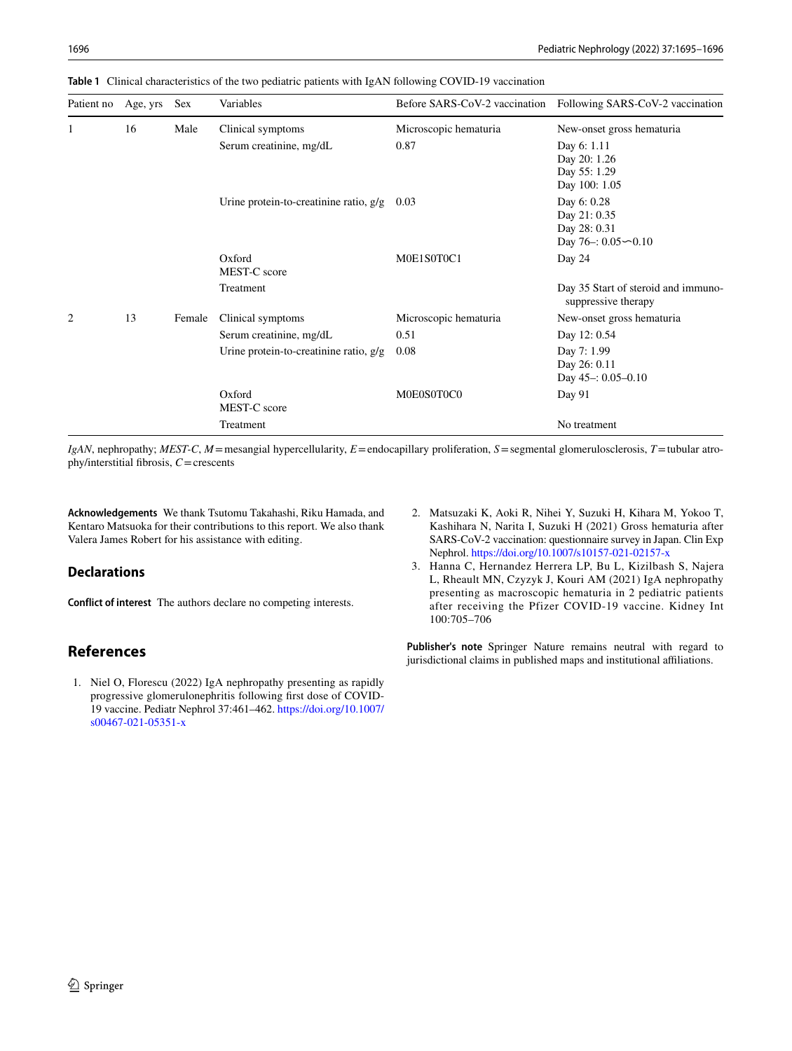**Table 1** Clinical characteristics of the two pediatric patients with IgAN following COVID-19 vaccination

| Patient no | Age, yrs | Sex | Variables | Before SARS-CoV-2 vaccination | Following SARS-CoV-2 vaccination |
|---|---|---|---|---|---|
| 1 | 16 | Male | Clinical symptoms | Microscopic hematuria | New-onset gross hematuria |
| | | | Serum creatinine, mg/dL | 0.87 | Day 6: 1.11<br>Day 20: 1.26<br>Day 55: 1.29<br>Day 100: 1.05 |
| | | | Urine protein-to-creatinine ratio, g/g | 0.03 | Day 6: 0.28<br>Day 21: 0.35<br>Day 28: 0.31<br>Day 76–: 0.05∽0.10 |
| | | | Oxford MEST-C score | M0E1S0T0C1 | Day 24 |
| | | | Treatment | | Day 35 Start of steroid and immunosuppressive therapy |
| 2 | 13 | Female | Clinical symptoms | Microscopic hematuria | New-onset gross hematuria |
| | | | Serum creatinine, mg/dL | 0.51 | Day 12: 0.54 |
| | | | Urine protein-to-creatinine ratio, g/g | 0.08 | Day 7: 1.99<br>Day 26: 0.11<br>Day 45–: 0.05–0.10 |
| | | | Oxford MEST-C score | M0E0S0T0C0 | Day 91 |
| | | | Treatment | | No treatment |

*IgAN*, nephropathy; *MEST-C*, *M* = mesangial hypercellularity, *E* = endocapillary proliferation, *S* = segmental glomerulosclerosis, *T* = tubular atrophy/interstitial fibrosis, *C* = crescents

**Acknowledgements** We thank Tsutomu Takahashi, Riku Hamada, and Kentaro Matsuoka for their contributions to this report. We also thank Valera James Robert for his assistance with editing.

## Declarations

**Conflict of interest** The authors declare no competing interests.

## References

1. Niel O, Florescu (2022) IgA nephropathy presenting as rapidly progressive glomerulonephritis following first dose of COVID-19 vaccine. Pediatr Nephrol 37:461–462. https://doi.org/10.1007/s00467-021-05351-x
2. Matsuzaki K, Aoki R, Nihei Y, Suzuki H, Kihara M, Yokoo T, Kashihara N, Narita I, Suzuki H (2021) Gross hematuria after SARS-CoV-2 vaccination: questionnaire survey in Japan. Clin Exp Nephrol. https://doi.org/10.1007/s10157-021-02157-x
3. Hanna C, Hernandez Herrera LP, Bu L, Kizilbash S, Najera L, Rheault MN, Czyzyk J, Kouri AM (2021) IgA nephropathy presenting as macroscopic hematuria in 2 pediatric patients after receiving the Pfizer COVID-19 vaccine. Kidney Int 100:705–706

**Publisher's note** Springer Nature remains neutral with regard to jurisdictional claims in published maps and institutional affiliations.